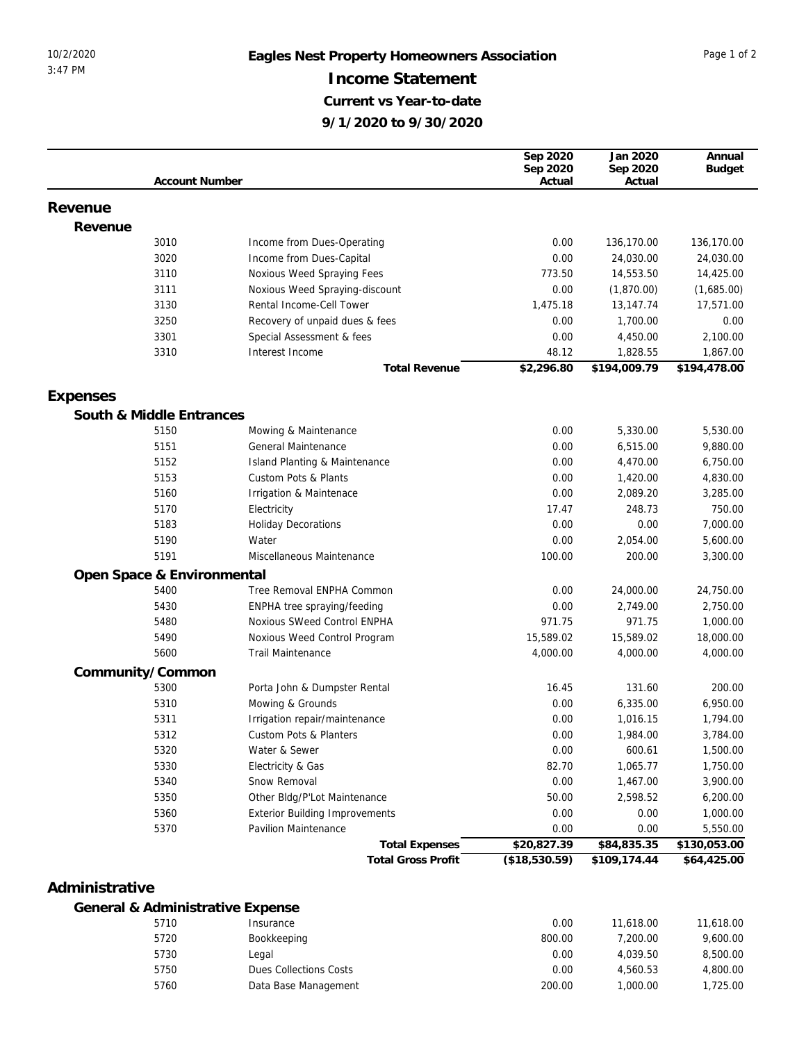# Eagles Nest Property Homeowners Association

## Income Statement

### Current vs Year-to-date

### 9/1/2020 to 9/30/2020

| Account Number | | Sep 2020 Sep 2020 Actual | Jan 2020 Sep 2020 Actual | Annual Budget |
|---|---|---|---|---|
| **Revenue** | | | | |
| **Revenue** | | | | |
| 3010 | Income from Dues-Operating | 0.00 | 136,170.00 | 136,170.00 |
| 3020 | Income from Dues-Capital | 0.00 | 24,030.00 | 24,030.00 |
| 3110 | Noxious Weed Spraying Fees | 773.50 | 14,553.50 | 14,425.00 |
| 3111 | Noxious Weed Spraying-discount | 0.00 | (1,870.00) | (1,685.00) |
| 3130 | Rental Income-Cell Tower | 1,475.18 | 13,147.74 | 17,571.00 |
| 3250 | Recovery of unpaid dues & fees | 0.00 | 1,700.00 | 0.00 |
| 3301 | Special Assessment & fees | 0.00 | 4,450.00 | 2,100.00 |
| 3310 | Interest Income | 48.12 | 1,828.55 | 1,867.00 |
| | **Total Revenue** | **$2,296.80** | **$194,009.79** | **$194,478.00** |
| **Expenses** | | | | |
| **South & Middle Entrances** | | | | |
| 5150 | Mowing & Maintenance | 0.00 | 5,330.00 | 5,530.00 |
| 5151 | General Maintenance | 0.00 | 6,515.00 | 9,880.00 |
| 5152 | Island Planting & Maintenance | 0.00 | 4,470.00 | 6,750.00 |
| 5153 | Custom Pots & Plants | 0.00 | 1,420.00 | 4,830.00 |
| 5160 | Irrigation & Maintenace | 0.00 | 2,089.20 | 3,285.00 |
| 5170 | Electricity | 17.47 | 248.73 | 750.00 |
| 5183 | Holiday Decorations | 0.00 | 0.00 | 7,000.00 |
| 5190 | Water | 0.00 | 2,054.00 | 5,600.00 |
| 5191 | Miscellaneous Maintenance | 100.00 | 200.00 | 3,300.00 |
| **Open Space & Environmental** | | | | |
| 5400 | Tree Removal ENPHA Common | 0.00 | 24,000.00 | 24,750.00 |
| 5430 | ENPHA tree spraying/feeding | 0.00 | 2,749.00 | 2,750.00 |
| 5480 | Noxious SWeed Control ENPHA | 971.75 | 971.75 | 1,000.00 |
| 5490 | Noxious Weed Control Program | 15,589.02 | 15,589.02 | 18,000.00 |
| 5600 | Trail Maintenance | 4,000.00 | 4,000.00 | 4,000.00 |
| **Community/Common** | | | | |
| 5300 | Porta John & Dumpster Rental | 16.45 | 131.60 | 200.00 |
| 5310 | Mowing & Grounds | 0.00 | 6,335.00 | 6,950.00 |
| 5311 | Irrigation repair/maintenance | 0.00 | 1,016.15 | 1,794.00 |
| 5312 | Custom Pots & Planters | 0.00 | 1,984.00 | 3,784.00 |
| 5320 | Water & Sewer | 0.00 | 600.61 | 1,500.00 |
| 5330 | Electricity & Gas | 82.70 | 1,065.77 | 1,750.00 |
| 5340 | Snow Removal | 0.00 | 1,467.00 | 3,900.00 |
| 5350 | Other Bldg/P'Lot Maintenance | 50.00 | 2,598.52 | 6,200.00 |
| 5360 | Exterior Building Improvements | 0.00 | 0.00 | 1,000.00 |
| 5370 | Pavilion Maintenance | 0.00 | 0.00 | 5,550.00 |
| | **Total Expenses** | **$20,827.39** | **$84,835.35** | **$130,053.00** |
| | **Total Gross Profit** | **($18,530.59)** | **$109,174.44** | **$64,425.00** |
| **Administrative** | | | | |
| **General & Administrative Expense** | | | | |
| 5710 | Insurance | 0.00 | 11,618.00 | 11,618.00 |
| 5720 | Bookkeeping | 800.00 | 7,200.00 | 9,600.00 |
| 5730 | Legal | 0.00 | 4,039.50 | 8,500.00 |
| 5750 | Dues Collections Costs | 0.00 | 4,560.53 | 4,800.00 |
| 5760 | Data Base Management | 200.00 | 1,000.00 | 1,725.00 |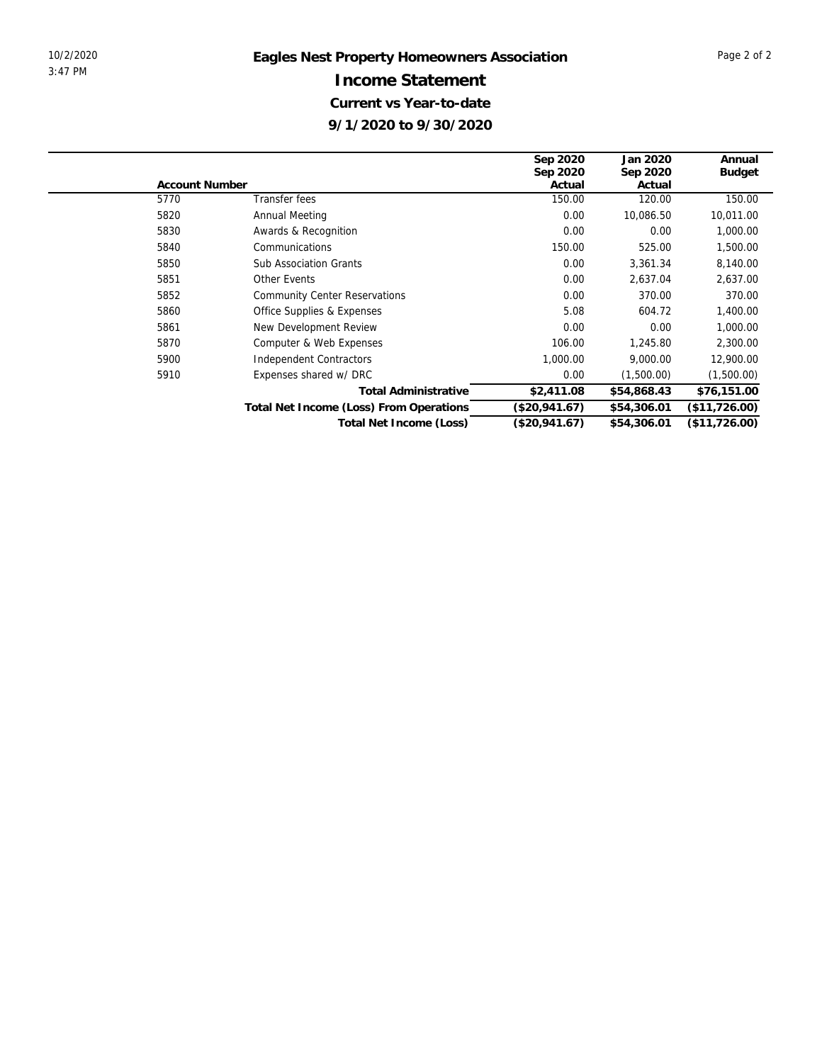# Eagles Nest Property Homeowners Association

## Income Statement

### Current vs Year-to-date

### 9/1/2020 to 9/30/2020

| Account Number | | Sep 2020 Sep 2020 Actual | Jan 2020 Sep 2020 Actual | Annual Budget |
|---|---|---|---|---|
| 5770 | Transfer fees | 150.00 | 120.00 | 150.00 |
| 5820 | Annual Meeting | 0.00 | 10,086.50 | 10,011.00 |
| 5830 | Awards & Recognition | 0.00 | 0.00 | 1,000.00 |
| 5840 | Communications | 150.00 | 525.00 | 1,500.00 |
| 5850 | Sub Association Grants | 0.00 | 3,361.34 | 8,140.00 |
| 5851 | Other Events | 0.00 | 2,637.04 | 2,637.00 |
| 5852 | Community Center Reservations | 0.00 | 370.00 | 370.00 |
| 5860 | Office Supplies & Expenses | 5.08 | 604.72 | 1,400.00 |
| 5861 | New Development Review | 0.00 | 0.00 | 1,000.00 |
| 5870 | Computer & Web Expenses | 106.00 | 1,245.80 | 2,300.00 |
| 5900 | Independent Contractors | 1,000.00 | 9,000.00 | 12,900.00 |
| 5910 | Expenses shared w/ DRC | 0.00 | (1,500.00) | (1,500.00) |
| | **Total Administrative** | **$2,411.08** | **$54,868.43** | **$76,151.00** |
| | **Total Net Income (Loss) From Operations** | **($20,941.67)** | **$54,306.01** | **($11,726.00)** |
| | **Total Net Income (Loss)** | **($20,941.67)** | **$54,306.01** | **($11,726.00)** |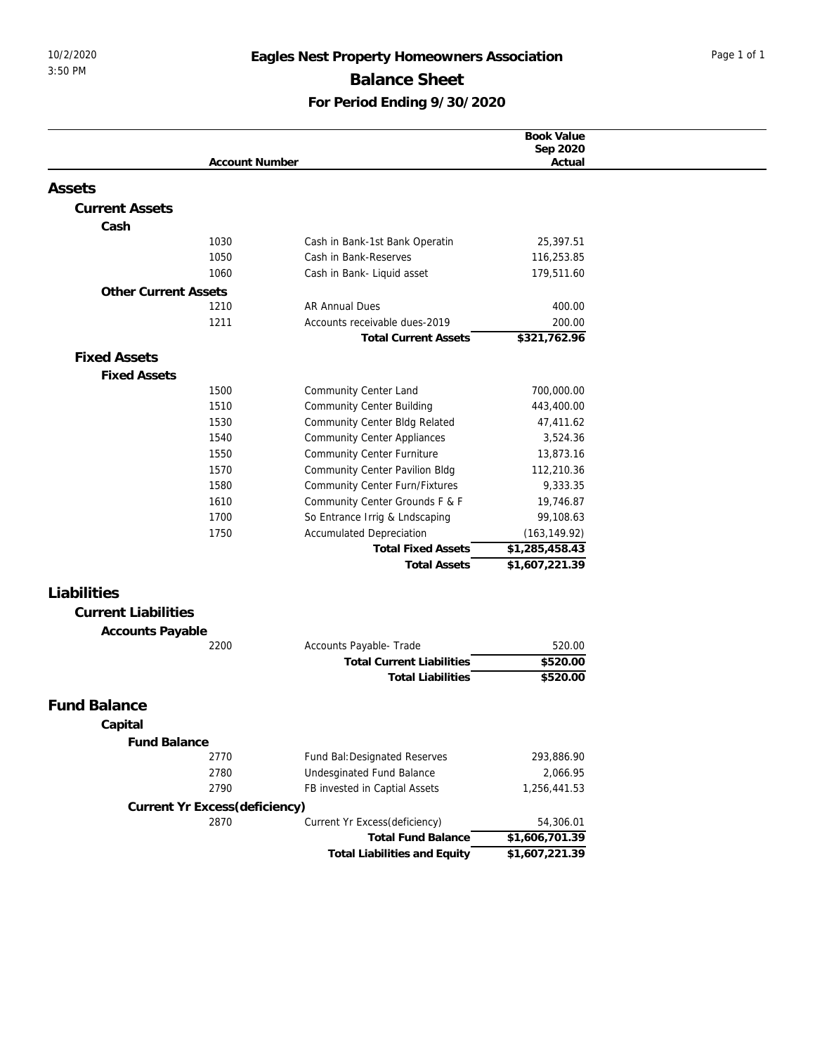# Eagles Nest Property Homeowners Association

## Balance Sheet

### For Period Ending 9/30/2020

| Account Number | | Book Value Sep 2020 Actual |
|---|---|---|
| **Assets** | | |
| **Current Assets** | | |
| **Cash** | | |
| 1030 | Cash in Bank-1st Bank Operatin | 25,397.51 |
| 1050 | Cash in Bank-Reserves | 116,253.85 |
| 1060 | Cash in Bank- Liquid asset | 179,511.60 |
| **Other Current Assets** | | |
| 1210 | AR Annual Dues | 400.00 |
| 1211 | Accounts receivable dues-2019 | 200.00 |
| | **Total Current Assets** | **$321,762.96** |
| **Fixed Assets** | | |
| **Fixed Assets** | | |
| 1500 | Community Center Land | 700,000.00 |
| 1510 | Community Center Building | 443,400.00 |
| 1530 | Community Center Bldg Related | 47,411.62 |
| 1540 | Community Center Appliances | 3,524.36 |
| 1550 | Community Center Furniture | 13,873.16 |
| 1570 | Community Center Pavilion Bldg | 112,210.36 |
| 1580 | Community Center Furn/Fixtures | 9,333.35 |
| 1610 | Community Center Grounds F & F | 19,746.87 |
| 1700 | So Entrance Irrig & Lndscaping | 99,108.63 |
| 1750 | Accumulated Depreciation | (163,149.92) |
| | **Total Fixed Assets** | **$1,285,458.43** |
| | **Total Assets** | **$1,607,221.39** |
| **Liabilities** | | |
| **Current Liabilities** | | |
| **Accounts Payable** | | |
| 2200 | Accounts Payable- Trade | 520.00 |
| | **Total Current Liabilities** | **$520.00** |
| | **Total Liabilities** | **$520.00** |
| **Fund Balance** | | |
| **Capital** | | |
| **Fund Balance** | | |
| 2770 | Fund Bal:Designated Reserves | 293,886.90 |
| 2780 | Undesginated Fund Balance | 2,066.95 |
| 2790 | FB invested in Captial Assets | 1,256,441.53 |
| **Current Yr Excess(deficiency)** | | |
| 2870 | Current Yr Excess(deficiency) | 54,306.01 |
| | **Total Fund Balance** | **$1,606,701.39** |
| | **Total Liabilities and Equity** | **$1,607,221.39** |